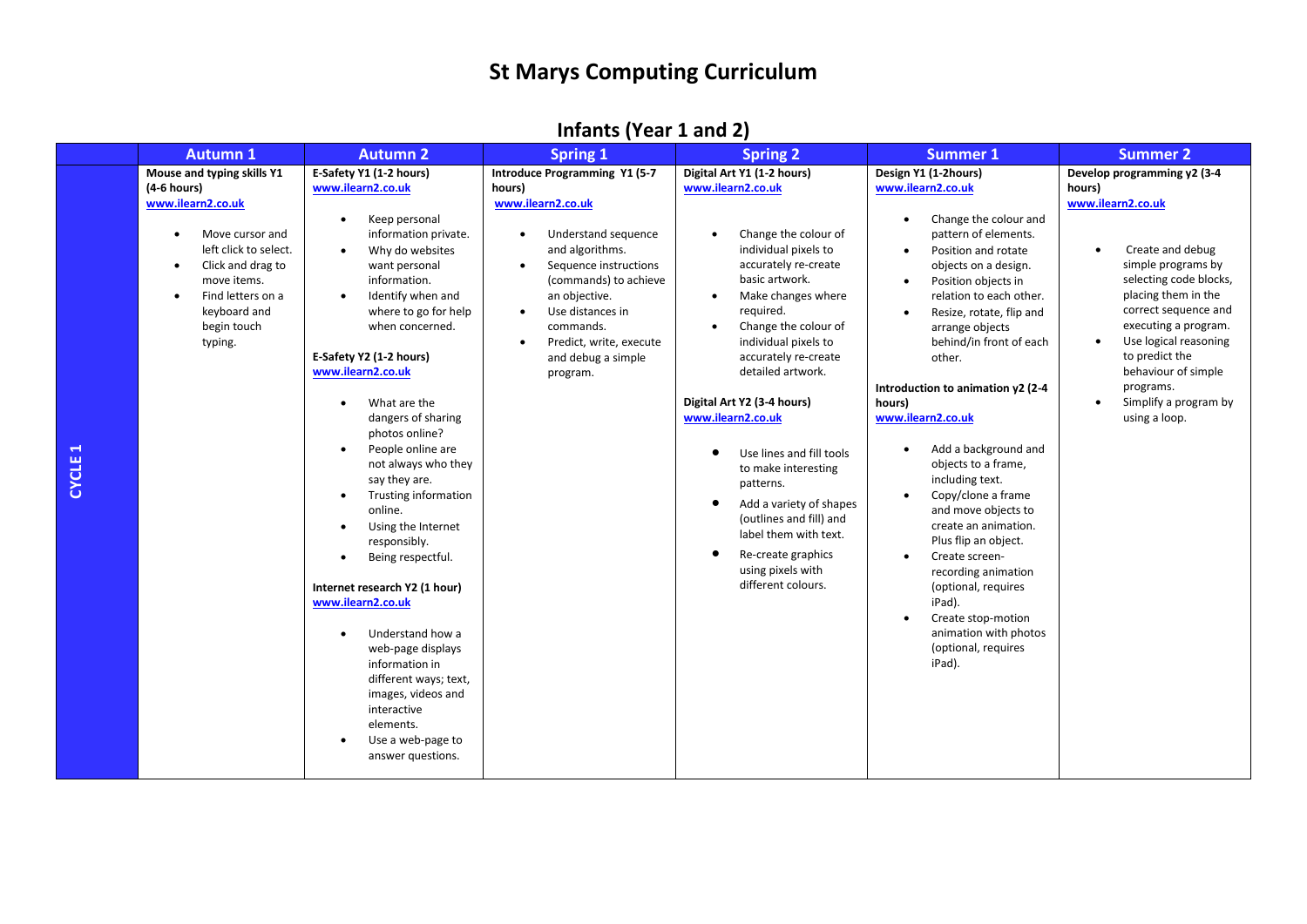# St Marys Computing Curriculum

## Infants (Year 1 and 2)

| | Autumn 1 | Autumn 2 | Spring 1 | Spring 2 | Summer 1 | Summer 2 |
|---|---|---|---|---|---|---|
| **CYCLE 1** | **Mouse and typing skills Y1 (4-6 hours)** www.ilearn2.co.uk <br>• Move cursor and left click to select.<br>• Click and drag to move items.<br>• Find letters on a keyboard and begin touch typing. | **E-Safety Y1 (1-2 hours)** www.ilearn2.co.uk <br>• Keep personal information private.<br>• Why do websites want personal information.<br>• Identify when and where to go for help when concerned.<br><br>**E-Safety Y2 (1-2 hours)** www.ilearn2.co.uk <br>• What are the dangers of sharing photos online?<br>• People online are not always who they say they are.<br>• Trusting information online.<br>• Using the Internet responsibly.<br>• Being respectful.<br><br>**Internet research Y2 (1 hour)** www.ilearn2.co.uk <br>• Understand how a web-page displays information in different ways; text, images, videos and interactive elements.<br>• Use a web-page to answer questions. | **Introduce Programming Y1 (5-7 hours)** www.ilearn2.co.uk <br>• Understand sequence and algorithms.<br>• Sequence instructions (commands) to achieve an objective.<br>• Use distances in commands.<br>• Predict, write, execute and debug a simple program. | **Digital Art Y1 (1-2 hours)** www.ilearn2.co.uk <br>• Change the colour of individual pixels to accurately re-create basic artwork.<br>• Make changes where required.<br>• Change the colour of individual pixels to accurately re-create detailed artwork.<br><br>**Digital Art Y2 (3-4 hours)** www.ilearn2.co.uk <br>• Use lines and fill tools to make interesting patterns.<br>• Add a variety of shapes (outlines and fill) and label them with text.<br>• Re-create graphics using pixels with different colours. | **Design Y1 (1-2hours)** www.ilearn2.co.uk <br>• Change the colour and pattern of elements.<br>• Position and rotate objects on a design.<br>• Position objects in relation to each other.<br>• Resize, rotate, flip and arrange objects behind/in front of each other.<br><br>**Introduction to animation y2 (2-4 hours)** www.ilearn2.co.uk <br>• Add a background and objects to a frame, including text.<br>• Copy/clone a frame and move objects to create an animation. Plus flip an object.<br>• Create screen-recording animation (optional, requires iPad).<br>• Create stop-motion animation with photos (optional, requires iPad). | **Develop programming y2 (3-4 hours)** www.ilearn2.co.uk <br>• Create and debug simple programs by selecting code blocks, placing them in the correct sequence and executing a program.<br>• Use logical reasoning to predict the behaviour of simple programs.<br>• Simplify a program by using a loop. |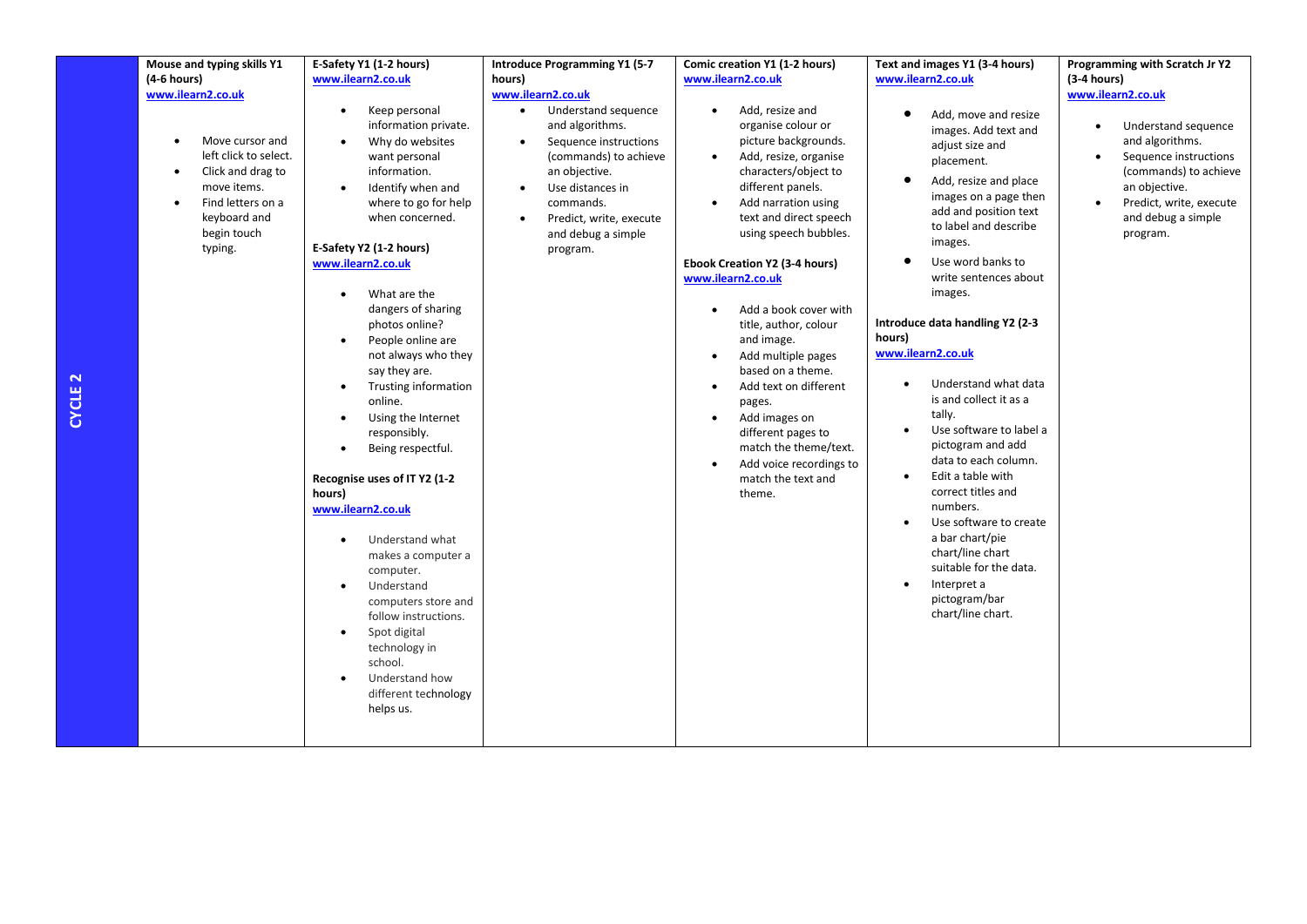| CYCLE 2 | Mouse and typing skills Y1 (4-6 hours) www.ilearn2.co.uk <br>• Move cursor and left click to select.<br>• Click and drag to move items.<br>• Find letters on a keyboard and begin touch typing. | E-Safety Y1 (1-2 hours) www.ilearn2.co.uk <br>• Keep personal information private.<br>• Why do websites want personal information.<br>• Identify when and where to go for help when concerned.<br><br>E-Safety Y2 (1-2 hours) www.ilearn2.co.uk <br>• What are the dangers of sharing photos online?<br>• People online are not always who they say they are.<br>• Trusting information online.<br>• Using the Internet responsibly.<br>• Being respectful.<br><br>Recognise uses of IT Y2 (1-2 hours) www.ilearn2.co.uk <br>• Understand what makes a computer a computer.<br>• Understand computers store and follow instructions.<br>• Spot digital technology in school.<br>• Understand how different technology helps us. | Introduce Programming Y1 (5-7 hours) www.ilearn2.co.uk <br>• Understand sequence and algorithms.<br>• Sequence instructions (commands) to achieve an objective.<br>• Use distances in commands.<br>• Predict, write, execute and debug a simple program. | Comic creation Y1 (1-2 hours) www.ilearn2.co.uk <br>• Add, resize and organise colour or picture backgrounds.<br>• Add, resize, organise characters/object to different panels.<br>• Add narration using text and direct speech using speech bubbles.<br><br>Ebook Creation Y2 (3-4 hours) www.ilearn2.co.uk <br>• Add a book cover with title, author, colour and image.<br>• Add multiple pages based on a theme.<br>• Add text on different pages.<br>• Add images on different pages to match the theme/text.<br>• Add voice recordings to match the text and theme. | Text and images Y1 (3-4 hours) www.ilearn2.co.uk <br>• Add, move and resize images. Add text and adjust size and placement.<br>• Add, resize and place images on a page then add and position text to label and describe images.<br>• Use word banks to write sentences about images.<br><br>Introduce data handling Y2 (2-3 hours) www.ilearn2.co.uk <br>• Understand what data is and collect it as a tally.<br>• Use software to label a pictogram and add data to each column.<br>• Edit a table with correct titles and numbers.<br>• Use software to create a bar chart/pie chart/line chart suitable for the data.<br>• Interpret a pictogram/bar chart/line chart. | Programming with Scratch Jr Y2 (3-4 hours) www.ilearn2.co.uk <br>• Understand sequence and algorithms.<br>• Sequence instructions (commands) to achieve an objective.<br>• Predict, write, execute and debug a simple program. |
|---|---|---|---|---|---|---|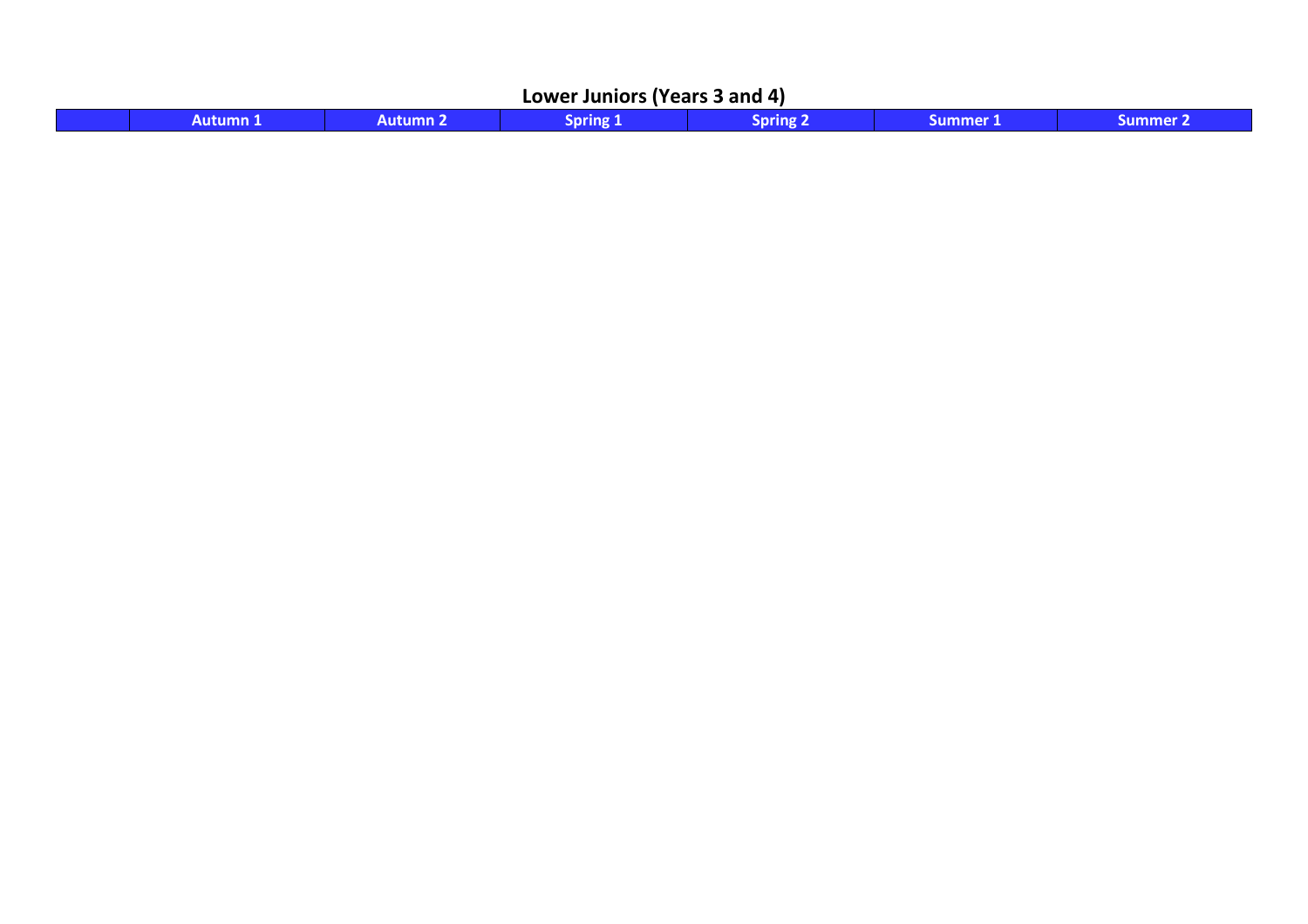## Lower Juniors (Years 3 and 4)

| | Autumn 1 | Autumn 2 | Spring 1 | Spring 2 | Summer 1 | Summer 2 |
|---|---|---|---|---|---|---|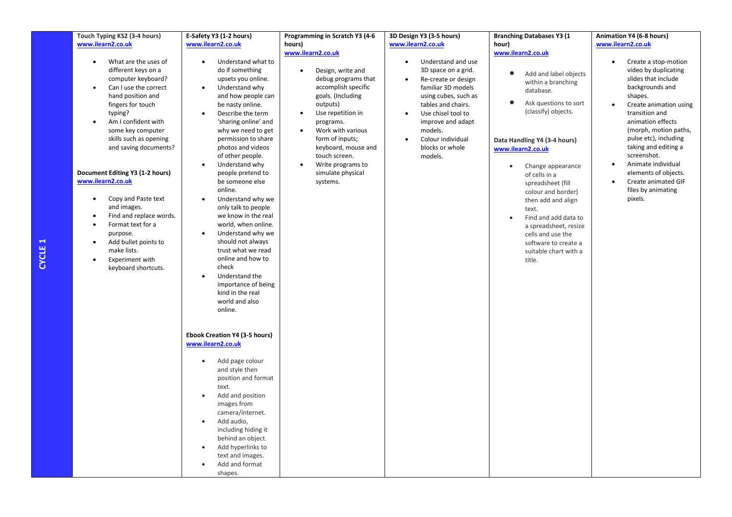| CYCLE 1 | **Touch Typing KS2 (3-4 hours)**<br>www.ilearn2.co.uk<br>• What are the uses of different keys on a computer keyboard?<br>• Can I use the correct hand position and fingers for touch typing?<br>• Am I confident with some key computer skills such as opening and saving documents?<br><br>**Document Editing Y3 (1-2 hours)**<br>www.ilearn2.co.uk<br>• Copy and Paste text and images.<br>• Find and replace words.<br>• Format text for a purpose.<br>• Add bullet points to make lists.<br>• Experiment with keyboard shortcuts. | **E-Safety Y3 (1-2 hours)**<br>www.ilearn2.co.uk<br>• Understand what to do if something upsets you online.<br>• Understand why and how people can be nasty online.<br>• Describe the term 'sharing online' and why we need to get permission to share photos and videos of other people.<br>• Understand why people pretend to be someone else online.<br>• Understand why we only talk to people we know in the real world, when online.<br>• Understand why we should not always trust what we read online and how to check<br>• Understand the importance of being kind in the real world and also online.<br><br>**Ebook Creation Y4 (3-5 hours)**<br>www.ilearn2.co.uk<br>• Add page colour and style then position and format text.<br>• Add and position images from camera/internet.<br>• Add audio, including hiding it behind an object.<br>• Add hyperlinks to text and images.<br>• Add and format shapes. | **Programming in Scratch Y3 (4-6 hours)**<br>www.ilearn2.co.uk<br>• Design, write and debug programs that accomplish specific goals. (Including outputs)<br>• Use repetition in programs.<br>• Work with various form of inputs; keyboard, mouse and touch screen.<br>• Write programs to simulate physical systems. | **3D Design Y3 (3-5 hours)**<br>www.ilearn2.co.uk<br>• Understand and use 3D space on a grid.<br>• Re-create or design familiar 3D models using cubes, such as tables and chairs.<br>• Use chisel tool to improve and adapt models.<br>• Colour individual blocks or whole models. | **Branching Databases Y3 (1 hour)**<br>www.ilearn2.co.uk<br>• Add and label objects within a branching database.<br>• Ask questions to sort (classify) objects.<br><br>**Data Handling Y4 (3-4 hours)**<br>www.ilearn2.co.uk<br>• Change appearance of cells in a spreadsheet (fill colour and border) then add and align text.<br>• Find and add data to a spreadsheet, resize cells and use the software to create a suitable chart with a title. | **Animation Y4 (6-8 hours)**<br>www.ilearn2.co.uk<br>• Create a stop-motion video by duplicating slides that include backgrounds and shapes.<br>• Create animation using transition and animation effects (morph, motion paths, pulse etc), including taking and editing a screenshot.<br>• Animate individual elements of objects.<br>• Create animated GIF files by animating pixels. |
|---|---|---|---|---|---|---|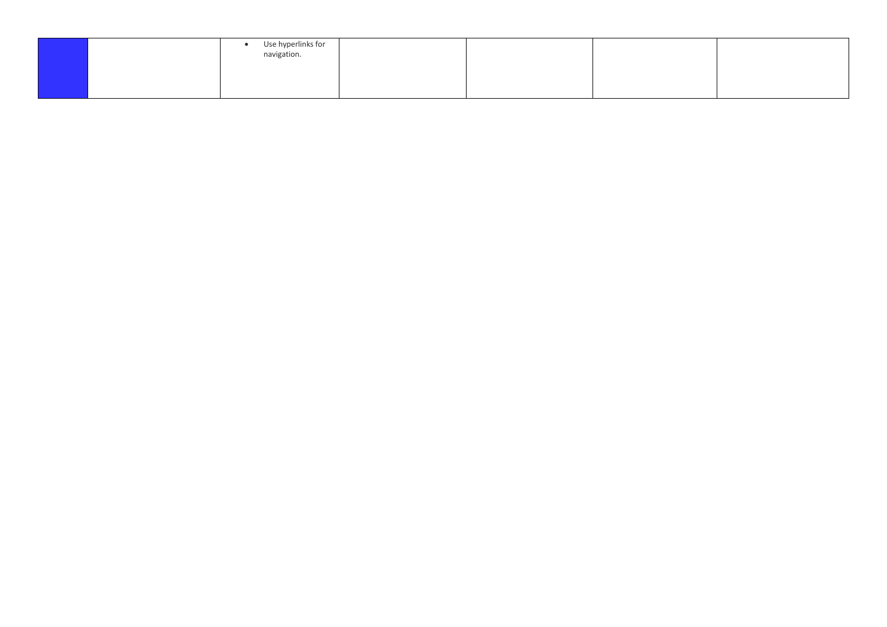| | | | | | | |
|---|---|---|---|---|---|---|
| | | • Use hyperlinks for navigation. | | | | |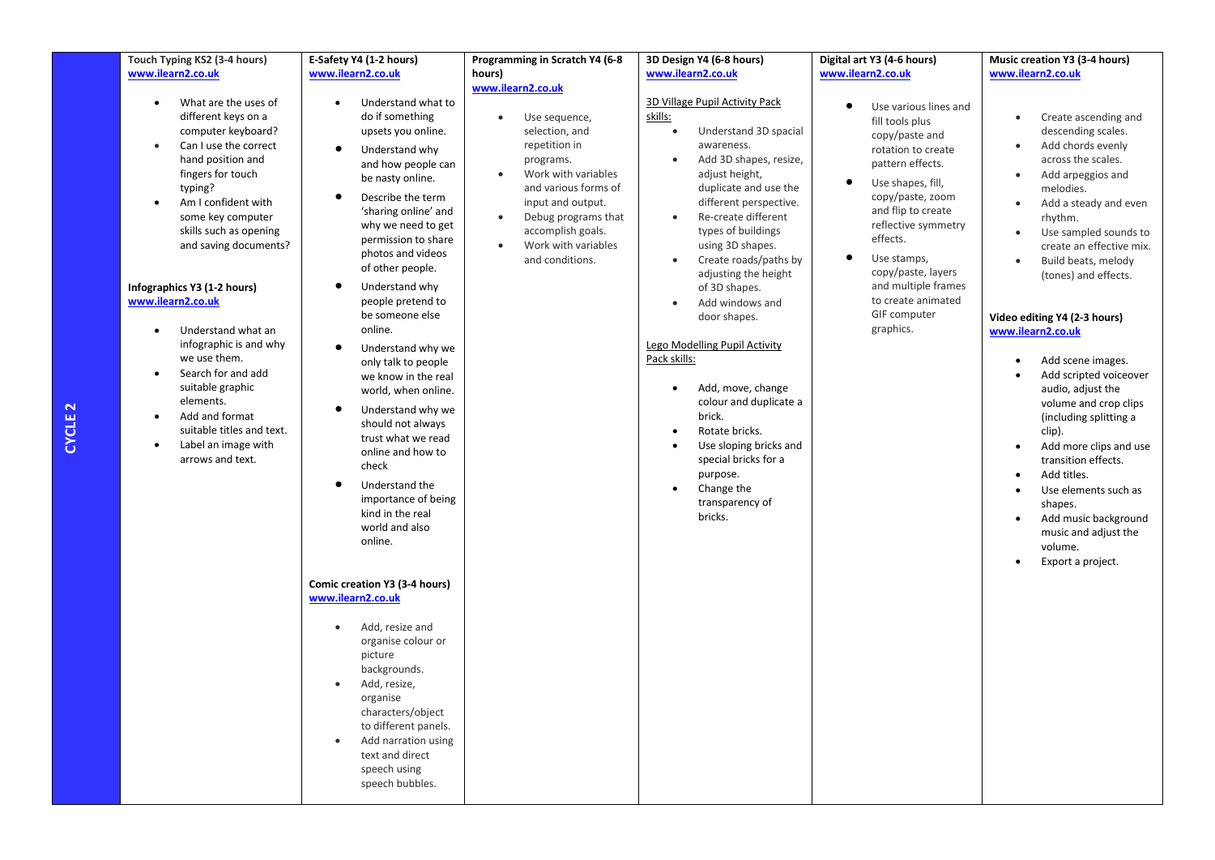| CYCLE 2 | | | | | | |
| --- | --- | --- | --- | --- | --- | --- |
| | **Touch Typing KS2 (3-4 hours)** www.ilearn2.co.uk<br>• What are the uses of different keys on a computer keyboard?<br>• Can I use the correct hand position and fingers for touch typing?<br>• Am I confident with some key computer skills such as opening and saving documents?<br><br>**Infographics Y3 (1-2 hours)** www.ilearn2.co.uk<br>• Understand what an infographic is and why we use them.<br>• Search for and add suitable graphic elements.<br>• Add and format suitable titles and text.<br>• Label an image with arrows and text. | **E-Safety Y4 (1-2 hours)** www.ilearn2.co.uk<br>• Understand what to do if something upsets you online.<br>• Understand why and how people can be nasty online.<br>• Describe the term 'sharing online' and why we need to get permission to share photos and videos of other people.<br>• Understand why people pretend to be someone else online.<br>• Understand why we only talk to people we know in the real world, when online.<br>• Understand why we should not always trust what we read online and how to check<br>• Understand the importance of being kind in the real world and also online.<br><br>**Comic creation Y3 (3-4 hours)** www.ilearn2.co.uk<br>• Add, resize and organise colour or picture backgrounds.<br>• Add, resize, organise characters/object to different panels.<br>• Add narration using text and direct speech using speech bubbles. | **Programming in Scratch Y4 (6-8 hours)** www.ilearn2.co.uk<br>• Use sequence, selection, and repetition in programs.<br>• Work with variables and various forms of input and output.<br>• Debug programs that accomplish goals.<br>• Work with variables and conditions. | **3D Design Y4 (6-8 hours)** www.ilearn2.co.uk<br>3D Village Pupil Activity Pack skills:<br>• Understand 3D spacial awareness.<br>• Add 3D shapes, resize, adjust height, duplicate and use the different perspective.<br>• Re-create different types of buildings using 3D shapes.<br>• Create roads/paths by adjusting the height of 3D shapes.<br>• Add windows and door shapes.<br><br>Lego Modelling Pupil Activity Pack skills:<br>• Add, move, change colour and duplicate a brick.<br>• Rotate bricks.<br>• Use sloping bricks and special bricks for a purpose.<br>• Change the transparency of bricks. | **Digital art Y3 (4-6 hours)** www.ilearn2.co.uk<br>• Use various lines and fill tools plus copy/paste and rotation to create pattern effects.<br>• Use shapes, fill, copy/paste, zoom and flip to create reflective symmetry effects.<br>• Use stamps, copy/paste, layers and multiple frames to create animated GIF computer graphics. | **Music creation Y3 (3-4 hours)** www.ilearn2.co.uk<br>• Create ascending and descending scales.<br>• Add chords evenly across the scales.<br>• Add arpeggios and melodies.<br>• Add a steady and even rhythm.<br>• Use sampled sounds to create an effective mix.<br>• Build beats, melody (tones) and effects.<br><br>**Video editing Y4 (2-3 hours)** www.ilearn2.co.uk<br>• Add scene images.<br>• Add scripted voiceover audio, adjust the volume and crop clips (including splitting a clip).<br>• Add more clips and use transition effects.<br>• Add titles.<br>• Use elements such as shapes.<br>• Add music background music and adjust the volume.<br>• Export a project. |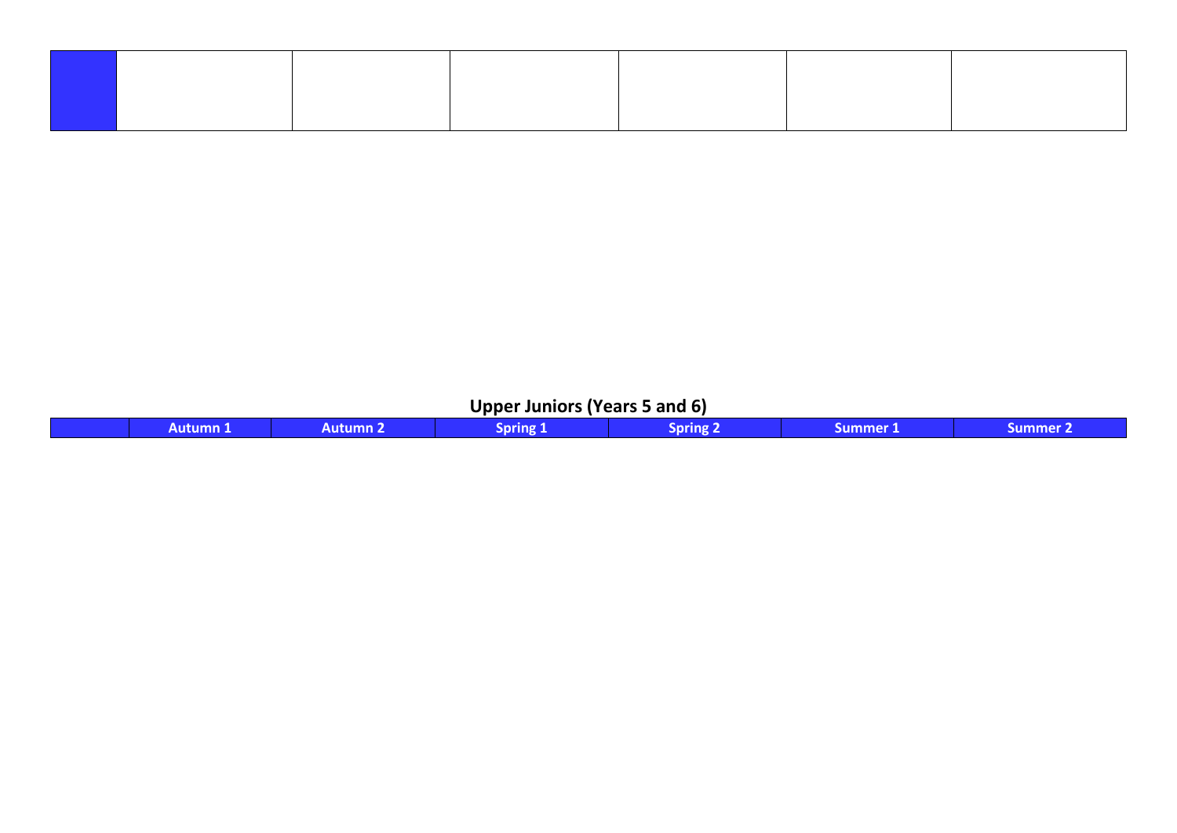| | | | | | | |
|---|---|---|---|---|---|---|
| | | | | | | |

## Upper Juniors (Years 5 and 6)

| | Autumn 1 | Autumn 2 | Spring 1 | Spring 2 | Summer 1 | Summer 2 |
|---|---|---|---|---|---|---|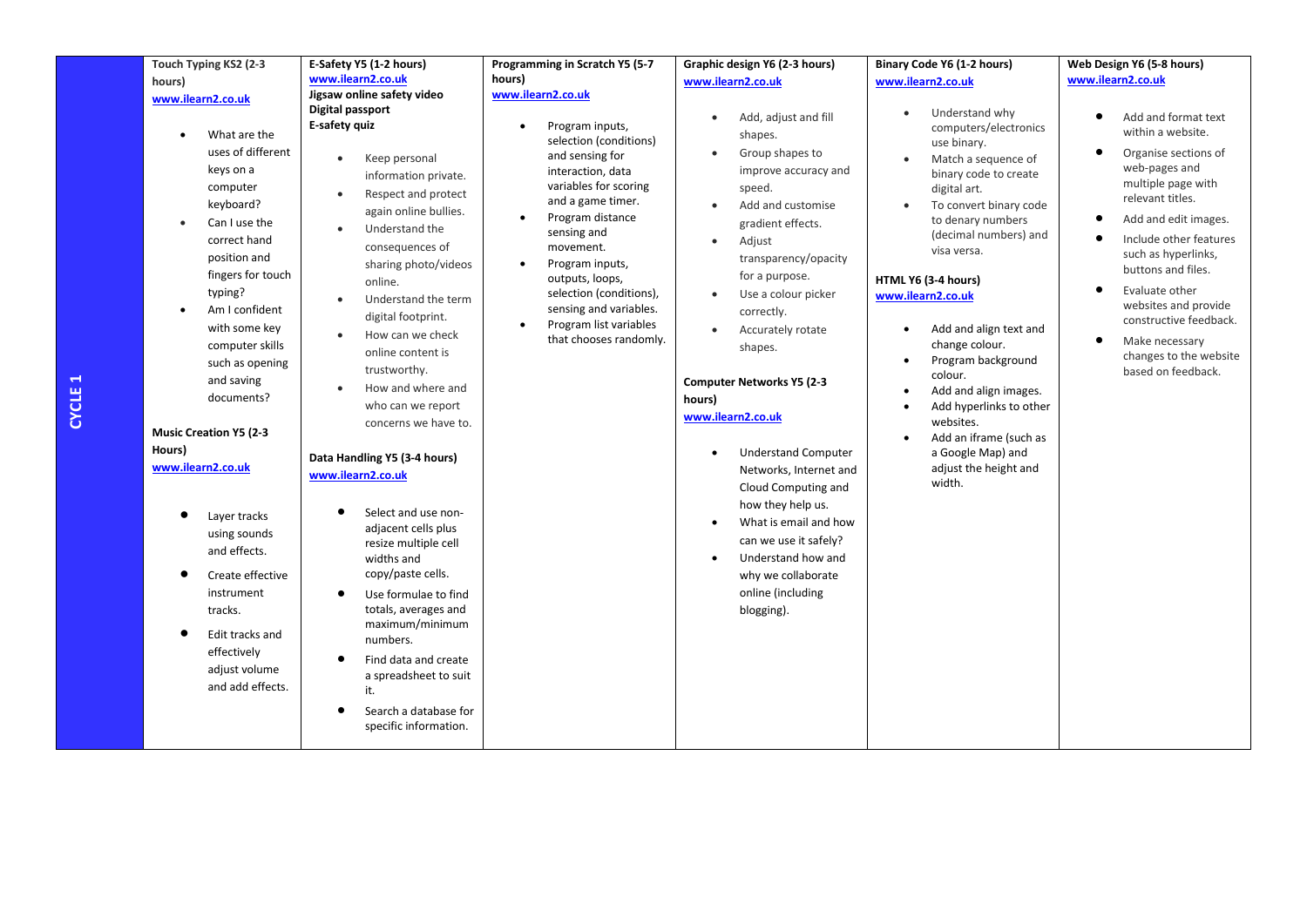| CYCLE 1 | Touch Typing KS2 (2-3 hours) | E-Safety Y5 (1-2 hours) | Programming in Scratch Y5 (5-7 hours) | Graphic design Y6 (2-3 hours) | Binary Code Y6 (1-2 hours) | Web Design Y6 (5-8 hours) |
|---|---|---|---|---|---|---|
| | **Touch Typing KS2 (2-3 hours)**<br>www.ilearn2.co.uk<br>• What are the uses of different keys on a computer keyboard?<br>• Can I use the correct hand position and fingers for touch typing?<br>• Am I confident with some key computer skills such as opening and saving documents?<br><br>**Music Creation Y5 (2-3 Hours)**<br>www.ilearn2.co.uk<br>• Layer tracks using sounds and effects.<br>• Create effective instrument tracks.<br>• Edit tracks and effectively adjust volume and add effects. | **E-Safety Y5 (1-2 hours)**<br>www.ilearn2.co.uk<br>**Jigsaw online safety video**<br>**Digital passport**<br>**E-safety quiz**<br>• Keep personal information private.<br>• Respect and protect again online bullies.<br>• Understand the consequences of sharing photo/videos online.<br>• Understand the term digital footprint.<br>• How can we check online content is trustworthy.<br>• How and where and who can we report concerns we have to.<br><br>**Data Handling Y5 (3-4 hours)**<br>www.ilearn2.co.uk<br>• Select and use non-adjacent cells plus resize multiple cell widths and copy/paste cells.<br>• Use formulae to find totals, averages and maximum/minimum numbers.<br>• Find data and create a spreadsheet to suit it.<br>• Search a database for specific information. | **Programming in Scratch Y5 (5-7 hours)**<br>www.ilearn2.co.uk<br>• Program inputs, selection (conditions) and sensing for interaction, data variables for scoring and a game timer.<br>• Program distance sensing and movement.<br>• Program inputs, outputs, loops, selection (conditions), sensing and variables.<br>• Program list variables that chooses randomly. | **Graphic design Y6 (2-3 hours)**<br>www.ilearn2.co.uk<br>• Add, adjust and fill shapes.<br>• Group shapes to improve accuracy and speed.<br>• Add and customise gradient effects.<br>• Adjust transparency/opacity for a purpose.<br>• Use a colour picker correctly.<br>• Accurately rotate shapes.<br><br>**Computer Networks Y5 (2-3 hours)**<br>www.ilearn2.co.uk<br>• Understand Computer Networks, Internet and Cloud Computing and how they help us.<br>• What is email and how can we use it safely?<br>• Understand how and why we collaborate online (including blogging). | **Binary Code Y6 (1-2 hours)**<br>www.ilearn2.co.uk<br>• Understand why computers/electronics use binary.<br>• Match a sequence of binary code to create digital art.<br>• To convert binary code to denary numbers (decimal numbers) and visa versa.<br><br>**HTML Y6 (3-4 hours)**<br>www.ilearn2.co.uk<br>• Add and align text and change colour.<br>• Program background colour.<br>• Add and align images.<br>• Add hyperlinks to other websites.<br>• Add an iframe (such as a Google Map) and adjust the height and width. | **Web Design Y6 (5-8 hours)**<br>www.ilearn2.co.uk<br>• Add and format text within a website.<br>• Organise sections of web-pages and multiple page with relevant titles.<br>• Add and edit images.<br>• Include other features such as hyperlinks, buttons and files.<br>• Evaluate other websites and provide constructive feedback.<br>• Make necessary changes to the website based on feedback. |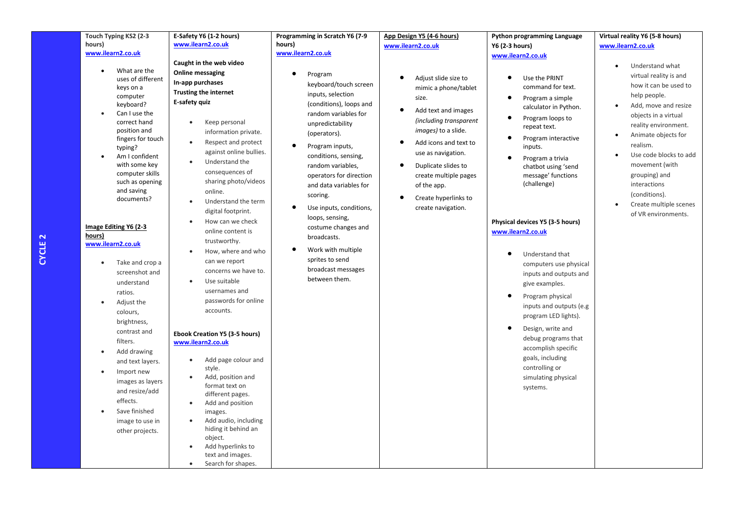| CYCLE 2 | Touch Typing KS2 (2-3 hours) | E-Safety Y6 (1-2 hours) | Programming in Scratch Y6 (7-9 hours) | App Design Y5 (4-6 hours) | Python programming Language Y6 (2-3 hours) | Virtual reality Y6 (5-8 hours) |
|---|---|---|---|---|---|---|
| | **Touch Typing KS2 (2-3 hours)**<br>**www.ilearn2.co.uk**<br>• What are the uses of different keys on a computer keyboard?<br>• Can I use the correct hand position and fingers for touch typing?<br>• Am I confident with some key computer skills such as opening and saving documents?<br><br>**Image Editing Y6 (2-3 hours)**<br>**www.ilearn2.co.uk**<br>• Take and crop a screenshot and understand ratios.<br>• Adjust the colours, brightness, contrast and filters.<br>• Add drawing and text layers.<br>• Import new images as layers and resize/add effects.<br>• Save finished image to use in other projects. | **E-Safety Y6 (1-2 hours)**<br>**www.ilearn2.co.uk**<br>**Caught in the web video**<br>**Online messaging**<br>**In-app purchases**<br>**Trusting the internet**<br>**E-safety quiz**<br>• Keep personal information private.<br>• Respect and protect against online bullies.<br>• Understand the consequences of sharing photo/videos online.<br>• Understand the term digital footprint.<br>• How can we check online content is trustworthy.<br>• How, where and who can we report concerns we have to.<br>• Use suitable usernames and passwords for online accounts.<br><br>**Ebook Creation Y5 (3-5 hours)**<br>**www.ilearn2.co.uk**<br>• Add page colour and style.<br>• Add, position and format text on different pages.<br>• Add and position images.<br>• Add audio, including hiding it behind an object.<br>• Add hyperlinks to text and images.<br>• Search for shapes. | **Programming in Scratch Y6 (7-9 hours)**<br>**www.ilearn2.co.uk**<br>• Program keyboard/touch screen inputs, selection (conditions), loops and random variables for unpredictability (operators).<br>• Program inputs, conditions, sensing, random variables, operators for direction and data variables for scoring.<br>• Use inputs, conditions, loops, sensing, costume changes and broadcasts.<br>• Work with multiple sprites to send broadcast messages between them. | **App Design Y5 (4-6 hours)**<br>**www.ilearn2.co.uk**<br>• Adjust slide size to mimic a phone/tablet size.<br>• Add text and images *(including transparent images)* to a slide.<br>• Add icons and text to use as navigation.<br>• Duplicate slides to create multiple pages of the app.<br>• Create hyperlinks to create navigation. | **Python programming Language Y6 (2-3 hours)**<br>**www.ilearn2.co.uk**<br>• Use the PRINT command for text.<br>• Program a simple calculator in Python.<br>• Program loops to repeat text.<br>• Program interactive inputs.<br>• Program a trivia chatbot using 'send message' functions (challenge)<br><br>**Physical devices Y5 (3-5 hours)**<br>**www.ilearn2.co.uk**<br>• Understand that computers use physical inputs and outputs and give examples.<br>• Program physical inputs and outputs (e.g program LED lights).<br>• Design, write and debug programs that accomplish specific goals, including controlling or simulating physical systems. | **Virtual reality Y6 (5-8 hours)**<br>**www.ilearn2.co.uk**<br>• Understand what virtual reality is and how it can be used to help people.<br>• Add, move and resize objects in a virtual reality environment.<br>• Animate objects for realism.<br>• Use code blocks to add movement (with grouping) and interactions (conditions).<br>• Create multiple scenes of VR environments. |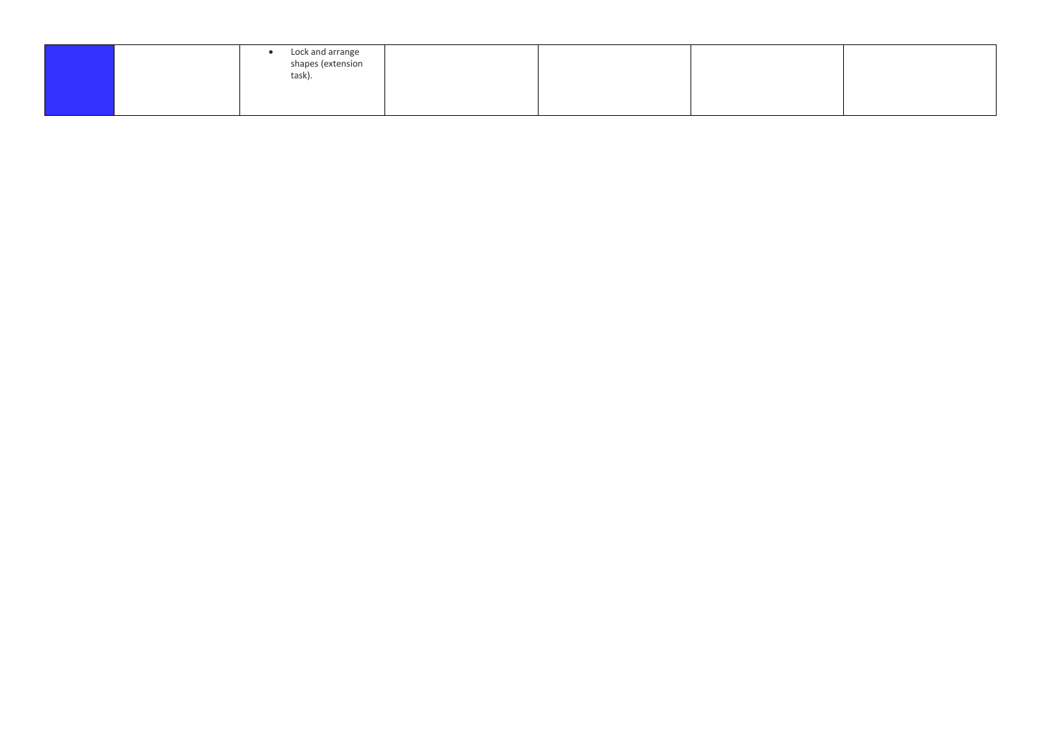| | | | | | | |
|---|---|---|---|---|---|---|
| | | • Lock and arrange shapes (extension task). | | | | |